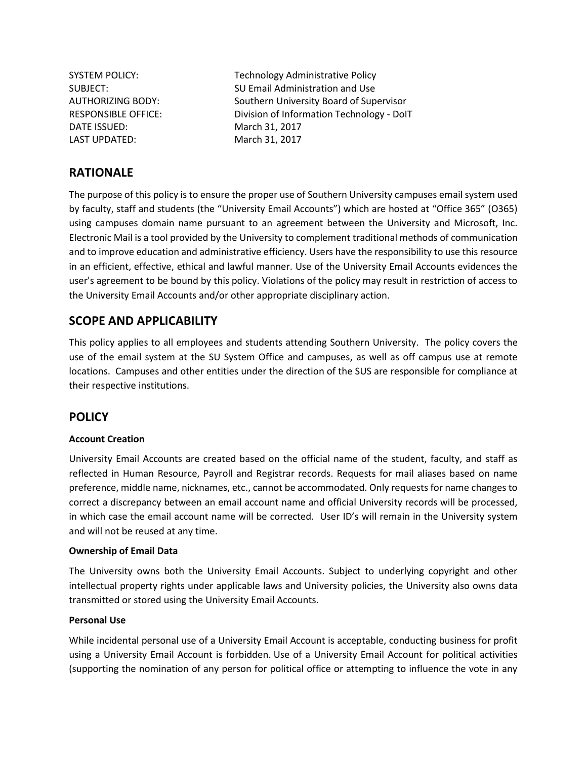| | |
|---|---|
| SYSTEM POLICY: | Technology Administrative Policy |
| SUBJECT: | SU Email Administration and Use |
| AUTHORIZING BODY: | Southern University Board of Supervisor |
| RESPONSIBLE OFFICE: | Division of Information Technology - DoIT |
| DATE ISSUED: | March 31, 2017 |
| LAST UPDATED: | March 31, 2017 |

## RATIONALE

The purpose of this policy is to ensure the proper use of Southern University campuses email system used by faculty, staff and students (the "University Email Accounts") which are hosted at "Office 365" (O365) using campuses domain name pursuant to an agreement between the University and Microsoft, Inc. Electronic Mail is a tool provided by the University to complement traditional methods of communication and to improve education and administrative efficiency. Users have the responsibility to use this resource in an efficient, effective, ethical and lawful manner. Use of the University Email Accounts evidences the user's agreement to be bound by this policy. Violations of the policy may result in restriction of access to the University Email Accounts and/or other appropriate disciplinary action.

## SCOPE AND APPLICABILITY

This policy applies to all employees and students attending Southern University. The policy covers the use of the email system at the SU System Office and campuses, as well as off campus use at remote locations. Campuses and other entities under the direction of the SUS are responsible for compliance at their respective institutions.

## POLICY

**Account Creation**

University Email Accounts are created based on the official name of the student, faculty, and staff as reflected in Human Resource, Payroll and Registrar records. Requests for mail aliases based on name preference, middle name, nicknames, etc., cannot be accommodated. Only requests for name changes to correct a discrepancy between an email account name and official University records will be processed, in which case the email account name will be corrected. User ID's will remain in the University system and will not be reused at any time.

**Ownership of Email Data**

The University owns both the University Email Accounts. Subject to underlying copyright and other intellectual property rights under applicable laws and University policies, the University also owns data transmitted or stored using the University Email Accounts.

**Personal Use**

While incidental personal use of a University Email Account is acceptable, conducting business for profit using a University Email Account is forbidden. Use of a University Email Account for political activities (supporting the nomination of any person for political office or attempting to influence the vote in any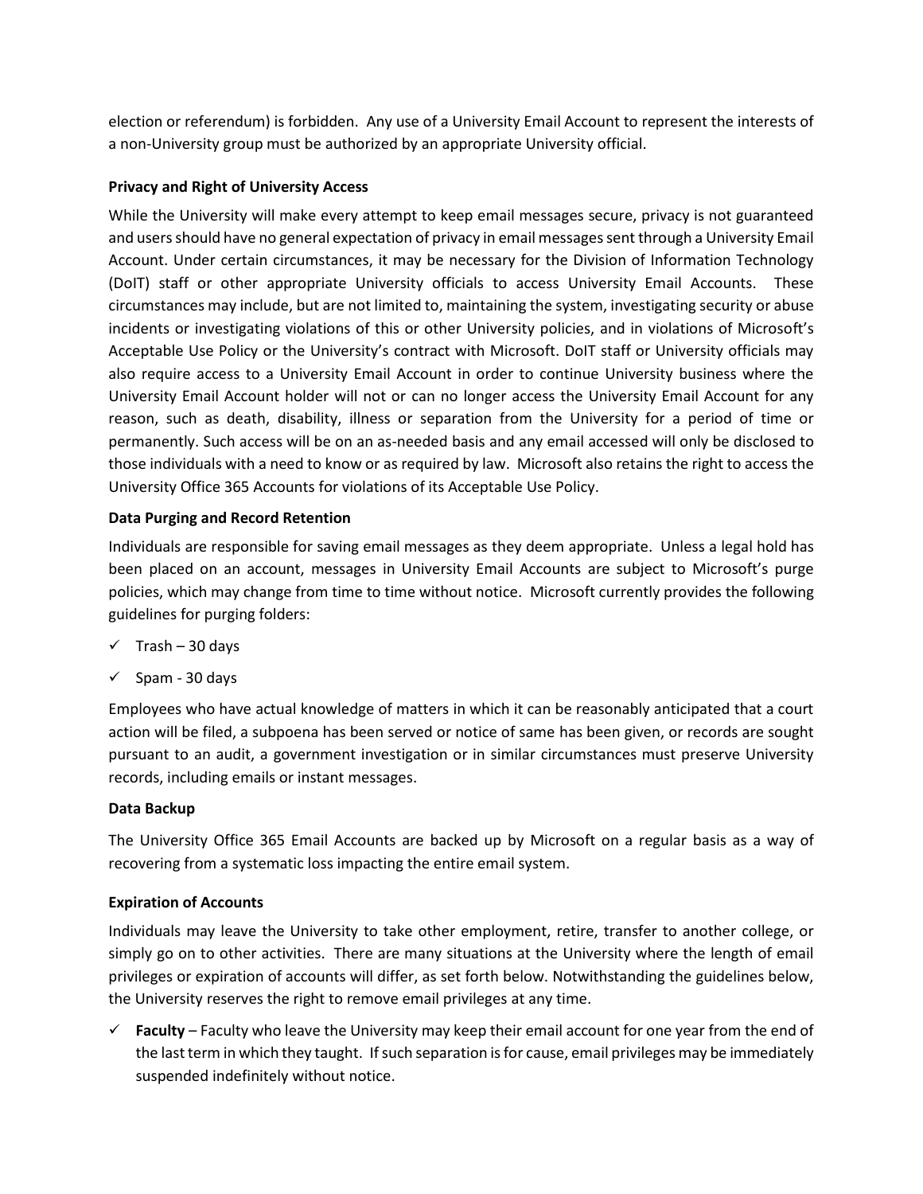election or referendum) is forbidden. Any use of a University Email Account to represent the interests of a non-University group must be authorized by an appropriate University official.

**Privacy and Right of University Access**

While the University will make every attempt to keep email messages secure, privacy is not guaranteed and users should have no general expectation of privacy in email messages sent through a University Email Account. Under certain circumstances, it may be necessary for the Division of Information Technology (DoIT) staff or other appropriate University officials to access University Email Accounts. These circumstances may include, but are not limited to, maintaining the system, investigating security or abuse incidents or investigating violations of this or other University policies, and in violations of Microsoft's Acceptable Use Policy or the University's contract with Microsoft. DoIT staff or University officials may also require access to a University Email Account in order to continue University business where the University Email Account holder will not or can no longer access the University Email Account for any reason, such as death, disability, illness or separation from the University for a period of time or permanently. Such access will be on an as-needed basis and any email accessed will only be disclosed to those individuals with a need to know or as required by law. Microsoft also retains the right to access the University Office 365 Accounts for violations of its Acceptable Use Policy.

**Data Purging and Record Retention**

Individuals are responsible for saving email messages as they deem appropriate. Unless a legal hold has been placed on an account, messages in University Email Accounts are subject to Microsoft's purge policies, which may change from time to time without notice. Microsoft currently provides the following guidelines for purging folders:

- ✓ Trash – 30 days
- ✓ Spam - 30 days

Employees who have actual knowledge of matters in which it can be reasonably anticipated that a court action will be filed, a subpoena has been served or notice of same has been given, or records are sought pursuant to an audit, a government investigation or in similar circumstances must preserve University records, including emails or instant messages.

**Data Backup**

The University Office 365 Email Accounts are backed up by Microsoft on a regular basis as a way of recovering from a systematic loss impacting the entire email system.

**Expiration of Accounts**

Individuals may leave the University to take other employment, retire, transfer to another college, or simply go on to other activities. There are many situations at the University where the length of email privileges or expiration of accounts will differ, as set forth below. Notwithstanding the guidelines below, the University reserves the right to remove email privileges at any time.

- ✓ **Faculty** – Faculty who leave the University may keep their email account for one year from the end of the last term in which they taught. If such separation is for cause, email privileges may be immediately suspended indefinitely without notice.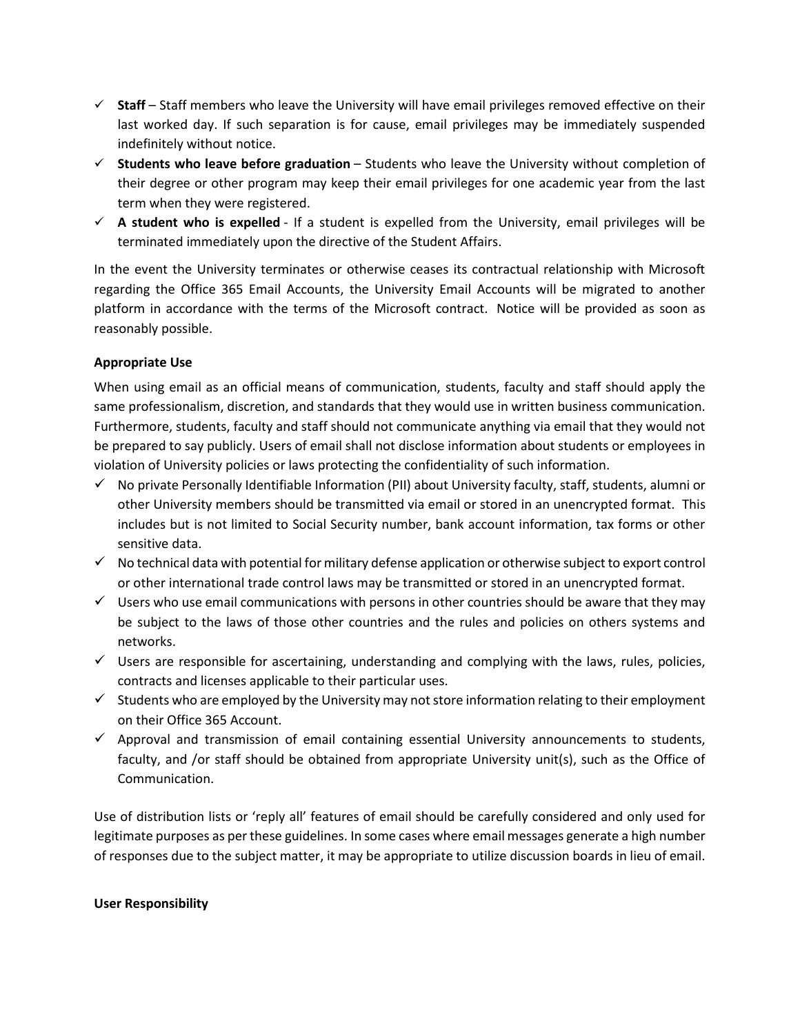- ✓ **Staff** – Staff members who leave the University will have email privileges removed effective on their last worked day. If such separation is for cause, email privileges may be immediately suspended indefinitely without notice.
- ✓ **Students who leave before graduation** – Students who leave the University without completion of their degree or other program may keep their email privileges for one academic year from the last term when they were registered.
- ✓ **A student who is expelled** - If a student is expelled from the University, email privileges will be terminated immediately upon the directive of the Student Affairs.

In the event the University terminates or otherwise ceases its contractual relationship with Microsoft regarding the Office 365 Email Accounts, the University Email Accounts will be migrated to another platform in accordance with the terms of the Microsoft contract. Notice will be provided as soon as reasonably possible.

**Appropriate Use**

When using email as an official means of communication, students, faculty and staff should apply the same professionalism, discretion, and standards that they would use in written business communication. Furthermore, students, faculty and staff should not communicate anything via email that they would not be prepared to say publicly. Users of email shall not disclose information about students or employees in violation of University policies or laws protecting the confidentiality of such information.

- ✓ No private Personally Identifiable Information (PII) about University faculty, staff, students, alumni or other University members should be transmitted via email or stored in an unencrypted format. This includes but is not limited to Social Security number, bank account information, tax forms or other sensitive data.
- ✓ No technical data with potential for military defense application or otherwise subject to export control or other international trade control laws may be transmitted or stored in an unencrypted format.
- ✓ Users who use email communications with persons in other countries should be aware that they may be subject to the laws of those other countries and the rules and policies on others systems and networks.
- ✓ Users are responsible for ascertaining, understanding and complying with the laws, rules, policies, contracts and licenses applicable to their particular uses.
- ✓ Students who are employed by the University may not store information relating to their employment on their Office 365 Account.
- ✓ Approval and transmission of email containing essential University announcements to students, faculty, and /or staff should be obtained from appropriate University unit(s), such as the Office of Communication.

Use of distribution lists or 'reply all' features of email should be carefully considered and only used for legitimate purposes as per these guidelines. In some cases where email messages generate a high number of responses due to the subject matter, it may be appropriate to utilize discussion boards in lieu of email.

**User Responsibility**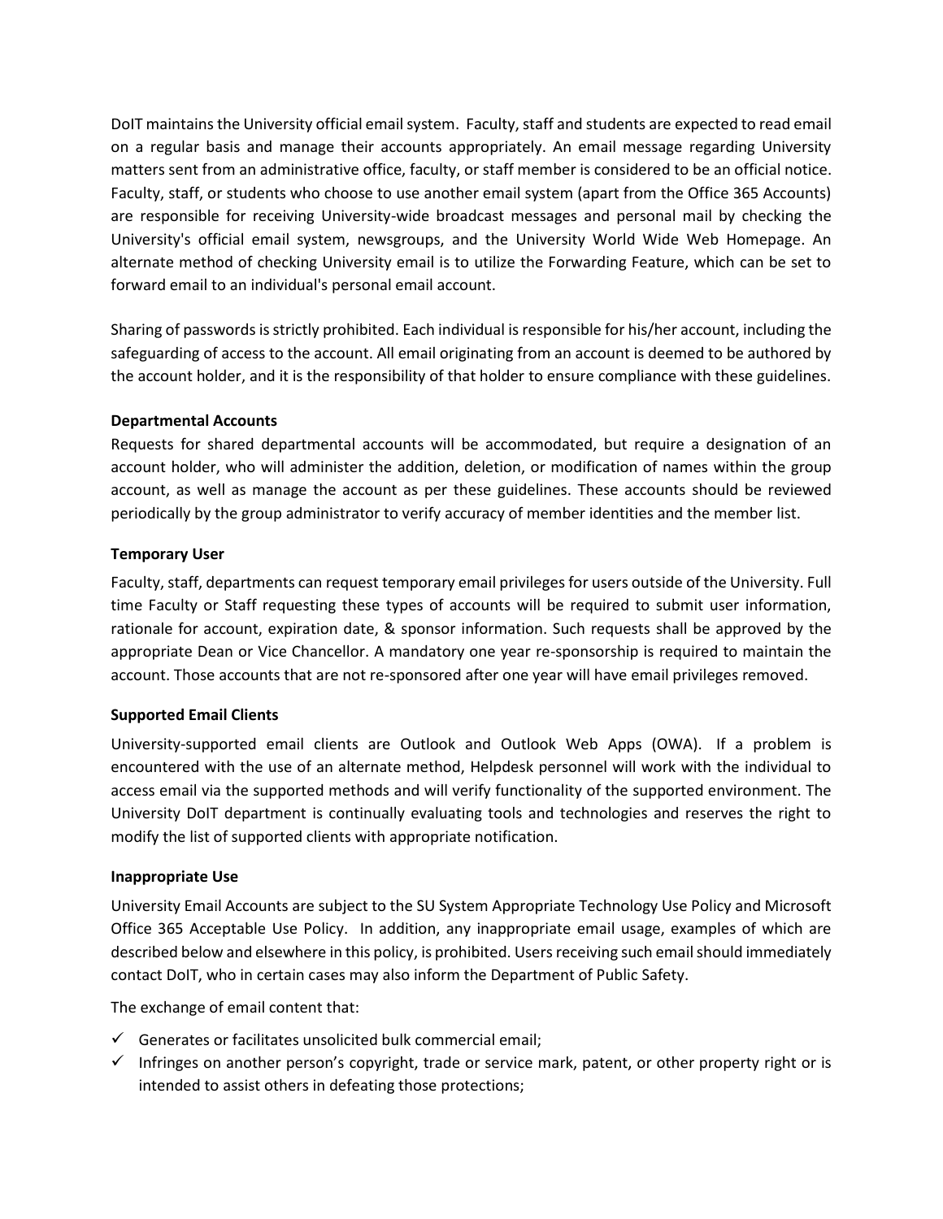DoIT maintains the University official email system. Faculty, staff and students are expected to read email on a regular basis and manage their accounts appropriately. An email message regarding University matters sent from an administrative office, faculty, or staff member is considered to be an official notice. Faculty, staff, or students who choose to use another email system (apart from the Office 365 Accounts) are responsible for receiving University-wide broadcast messages and personal mail by checking the University's official email system, newsgroups, and the University World Wide Web Homepage. An alternate method of checking University email is to utilize the Forwarding Feature, which can be set to forward email to an individual's personal email account.

Sharing of passwords is strictly prohibited. Each individual is responsible for his/her account, including the safeguarding of access to the account. All email originating from an account is deemed to be authored by the account holder, and it is the responsibility of that holder to ensure compliance with these guidelines.

**Departmental Accounts**

Requests for shared departmental accounts will be accommodated, but require a designation of an account holder, who will administer the addition, deletion, or modification of names within the group account, as well as manage the account as per these guidelines. These accounts should be reviewed periodically by the group administrator to verify accuracy of member identities and the member list.

**Temporary User**

Faculty, staff, departments can request temporary email privileges for users outside of the University. Full time Faculty or Staff requesting these types of accounts will be required to submit user information, rationale for account, expiration date, & sponsor information. Such requests shall be approved by the appropriate Dean or Vice Chancellor. A mandatory one year re-sponsorship is required to maintain the account. Those accounts that are not re-sponsored after one year will have email privileges removed.

**Supported Email Clients**

University-supported email clients are Outlook and Outlook Web Apps (OWA). If a problem is encountered with the use of an alternate method, Helpdesk personnel will work with the individual to access email via the supported methods and will verify functionality of the supported environment. The University DoIT department is continually evaluating tools and technologies and reserves the right to modify the list of supported clients with appropriate notification.

**Inappropriate Use**

University Email Accounts are subject to the SU System Appropriate Technology Use Policy and Microsoft Office 365 Acceptable Use Policy. In addition, any inappropriate email usage, examples of which are described below and elsewhere in this policy, is prohibited. Users receiving such email should immediately contact DoIT, who in certain cases may also inform the Department of Public Safety.

The exchange of email content that:

- ✓ Generates or facilitates unsolicited bulk commercial email;
- ✓ Infringes on another person's copyright, trade or service mark, patent, or other property right or is intended to assist others in defeating those protections;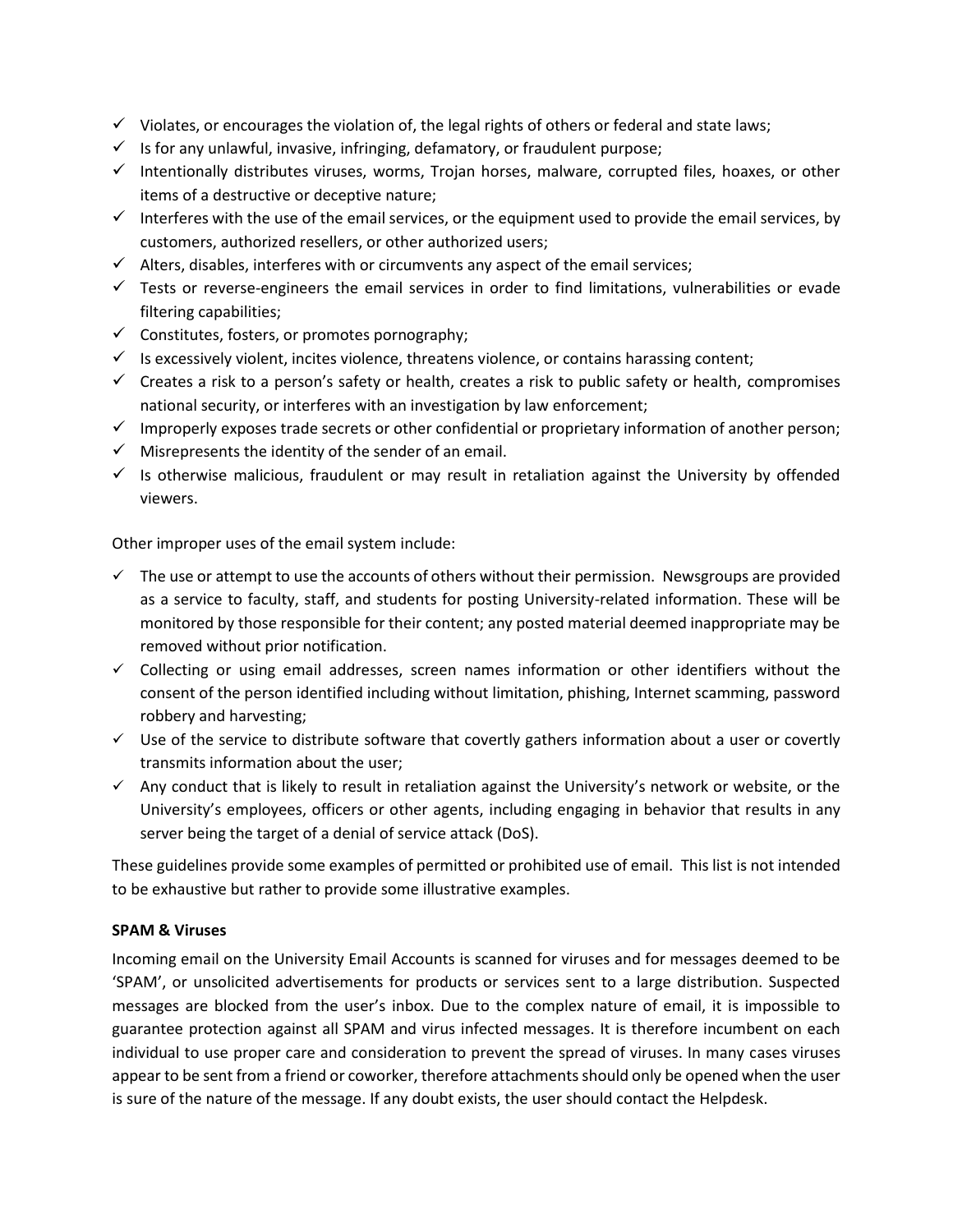- ✓ Violates, or encourages the violation of, the legal rights of others or federal and state laws;
- ✓ Is for any unlawful, invasive, infringing, defamatory, or fraudulent purpose;
- ✓ Intentionally distributes viruses, worms, Trojan horses, malware, corrupted files, hoaxes, or other items of a destructive or deceptive nature;
- ✓ Interferes with the use of the email services, or the equipment used to provide the email services, by customers, authorized resellers, or other authorized users;
- ✓ Alters, disables, interferes with or circumvents any aspect of the email services;
- ✓ Tests or reverse-engineers the email services in order to find limitations, vulnerabilities or evade filtering capabilities;
- ✓ Constitutes, fosters, or promotes pornography;
- ✓ Is excessively violent, incites violence, threatens violence, or contains harassing content;
- ✓ Creates a risk to a person's safety or health, creates a risk to public safety or health, compromises national security, or interferes with an investigation by law enforcement;
- ✓ Improperly exposes trade secrets or other confidential or proprietary information of another person;
- ✓ Misrepresents the identity of the sender of an email.
- ✓ Is otherwise malicious, fraudulent or may result in retaliation against the University by offended viewers.

Other improper uses of the email system include:

- ✓ The use or attempt to use the accounts of others without their permission. Newsgroups are provided as a service to faculty, staff, and students for posting University-related information. These will be monitored by those responsible for their content; any posted material deemed inappropriate may be removed without prior notification.
- ✓ Collecting or using email addresses, screen names information or other identifiers without the consent of the person identified including without limitation, phishing, Internet scamming, password robbery and harvesting;
- ✓ Use of the service to distribute software that covertly gathers information about a user or covertly transmits information about the user;
- ✓ Any conduct that is likely to result in retaliation against the University's network or website, or the University's employees, officers or other agents, including engaging in behavior that results in any server being the target of a denial of service attack (DoS).

These guidelines provide some examples of permitted or prohibited use of email. This list is not intended to be exhaustive but rather to provide some illustrative examples.

**SPAM & Viruses**

Incoming email on the University Email Accounts is scanned for viruses and for messages deemed to be 'SPAM', or unsolicited advertisements for products or services sent to a large distribution. Suspected messages are blocked from the user's inbox. Due to the complex nature of email, it is impossible to guarantee protection against all SPAM and virus infected messages. It is therefore incumbent on each individual to use proper care and consideration to prevent the spread of viruses. In many cases viruses appear to be sent from a friend or coworker, therefore attachments should only be opened when the user is sure of the nature of the message. If any doubt exists, the user should contact the Helpdesk.